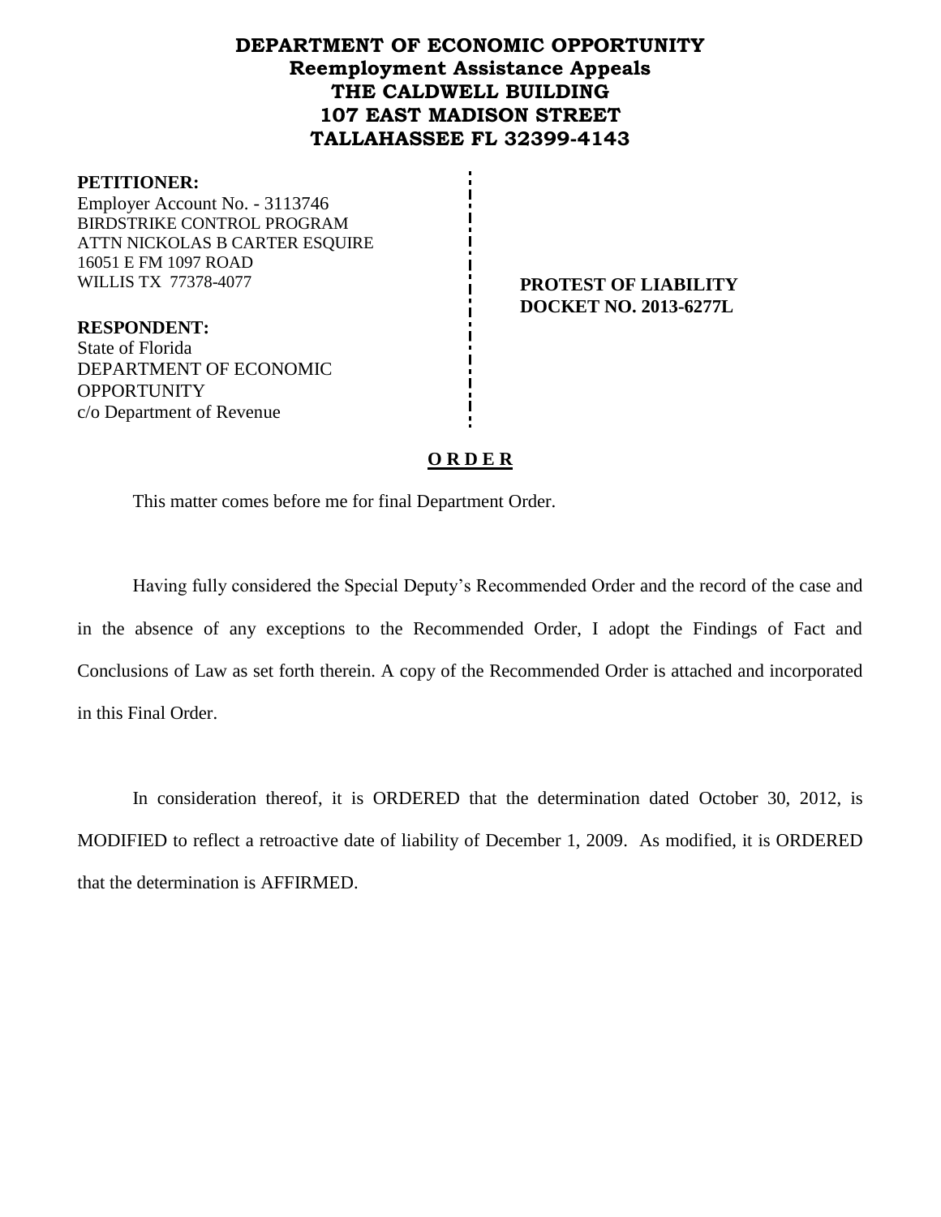# DEPARTMENT OF ECONOMIC OPPORTUNITY
## Reemployment Assistance Appeals
## THE CALDWELL BUILDING
## 107 EAST MADISON STREET
## TALLAHASSEE FL 32399-4143

**PETITIONER:**
Employer Account No. - 3113746
BIRDSTRIKE CONTROL PROGRAM
ATTN NICKOLAS B CARTER ESQUIRE
16051 E FM 1097 ROAD
WILLIS TX 77378-4077

**PROTEST OF LIABILITY**
**DOCKET NO. 2013-6277L**

**RESPONDENT:**
State of Florida
DEPARTMENT OF ECONOMIC OPPORTUNITY
c/o Department of Revenue

**O R D E R**

This matter comes before me for final Department Order.

Having fully considered the Special Deputy's Recommended Order and the record of the case and in the absence of any exceptions to the Recommended Order, I adopt the Findings of Fact and Conclusions of Law as set forth therein. A copy of the Recommended Order is attached and incorporated in this Final Order.

In consideration thereof, it is ORDERED that the determination dated October 30, 2012, is MODIFIED to reflect a retroactive date of liability of December 1, 2009. As modified, it is ORDERED that the determination is AFFIRMED.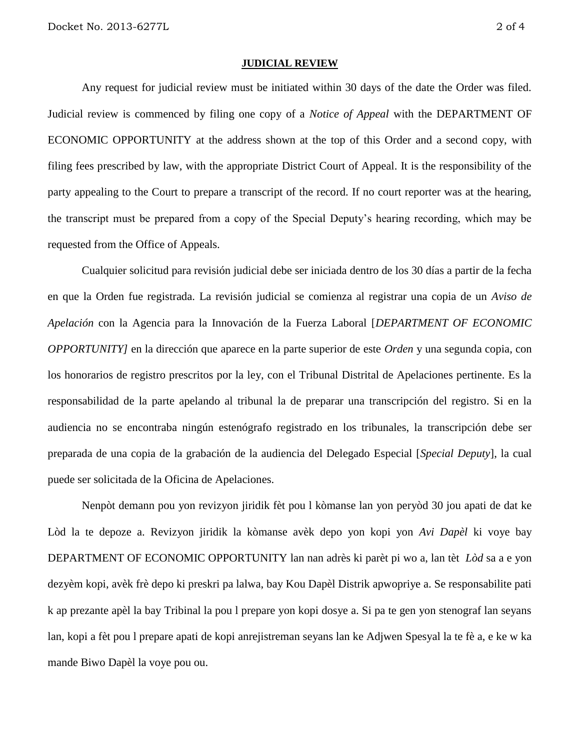## JUDICIAL REVIEW

Any request for judicial review must be initiated within 30 days of the date the Order was filed. Judicial review is commenced by filing one copy of a *Notice of Appeal* with the DEPARTMENT OF ECONOMIC OPPORTUNITY at the address shown at the top of this Order and a second copy, with filing fees prescribed by law, with the appropriate District Court of Appeal. It is the responsibility of the party appealing to the Court to prepare a transcript of the record. If no court reporter was at the hearing, the transcript must be prepared from a copy of the Special Deputy's hearing recording, which may be requested from the Office of Appeals.

Cualquier solicitud para revisión judicial debe ser iniciada dentro de los 30 días a partir de la fecha en que la Orden fue registrada. La revisión judicial se comienza al registrar una copia de un *Aviso de Apelación* con la Agencia para la Innovación de la Fuerza Laboral [*DEPARTMENT OF ECONOMIC OPPORTUNITY]* en la dirección que aparece en la parte superior de este *Orden* y una segunda copia, con los honorarios de registro prescritos por la ley, con el Tribunal Distrital de Apelaciones pertinente. Es la responsabilidad de la parte apelando al tribunal la de preparar una transcripción del registro. Si en la audiencia no se encontraba ningún estenógrafo registrado en los tribunales, la transcripción debe ser preparada de una copia de la grabación de la audiencia del Delegado Especial [*Special Deputy*], la cual puede ser solicitada de la Oficina de Apelaciones.

Nenpòt demann pou yon revizyon jiridik fèt pou l kòmanse lan yon peryòd 30 jou apati de dat ke Lòd la te depoze a. Revizyon jiridik la kòmanse avèk depo yon kopi yon *Avi Dapèl* ki voye bay DEPARTMENT OF ECONOMIC OPPORTUNITY lan nan adrès ki parèt pi wo a, lan tèt *Lòd* sa a e yon dezyèm kopi, avèk frè depo ki preskri pa lalwa, bay Kou Dapèl Distrik apwopriye a. Se responsabilite pati k ap prezante apèl la bay Tribinal la pou l prepare yon kopi dosye a. Si pa te gen yon stenograf lan seyans lan, kopi a fèt pou l prepare apati de kopi anrejistreman seyans lan ke Adjwen Spesyal la te fè a, e ke w ka mande Biwo Dapèl la voye pou ou.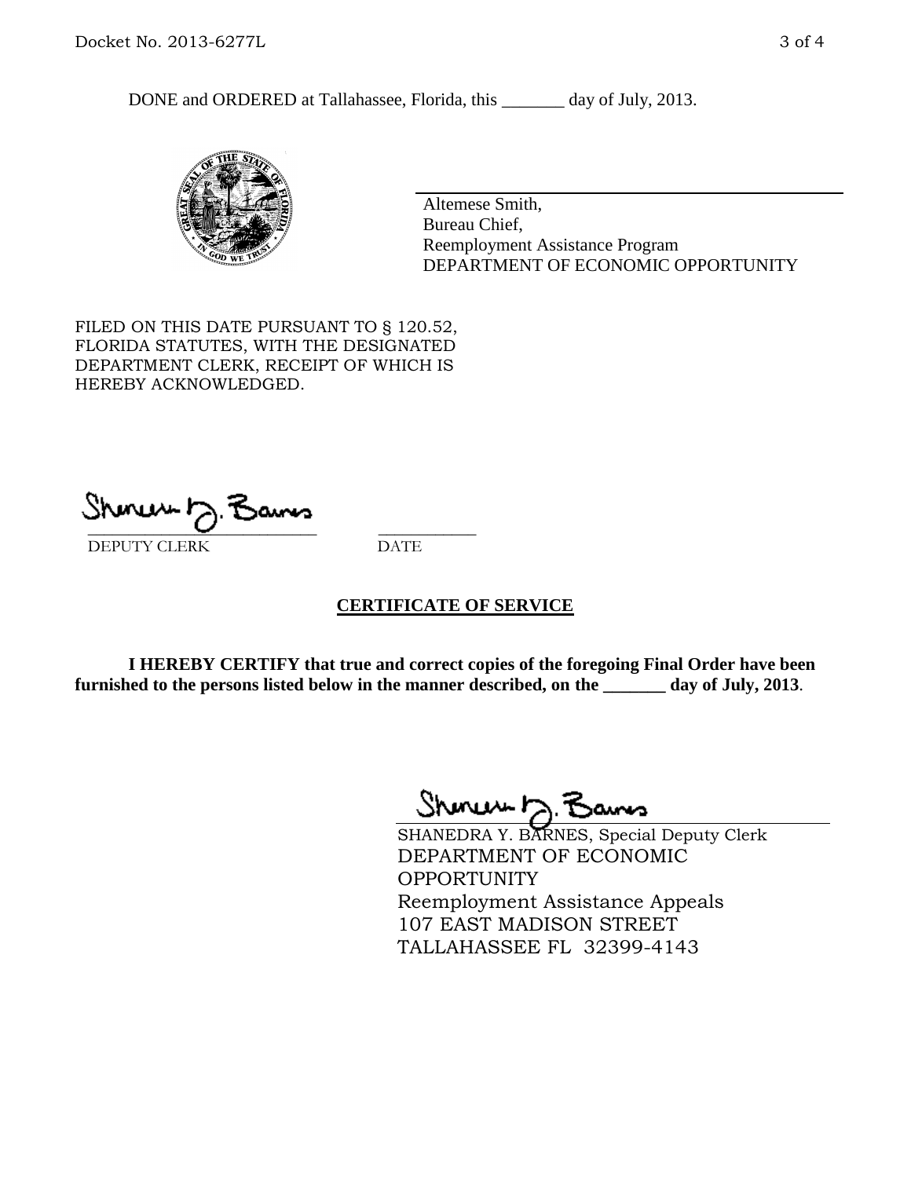DONE and ORDERED at Tallahassee, Florida, this _______ day of July, 2013.

Altemese Smith,
Bureau Chief,
Reemployment Assistance Program
DEPARTMENT OF ECONOMIC OPPORTUNITY

FILED ON THIS DATE PURSUANT TO § 120.52, FLORIDA STATUTES, WITH THE DESIGNATED DEPARTMENT CLERK, RECEIPT OF WHICH IS HEREBY ACKNOWLEDGED.

_____________________________ ___________
DEPUTY CLERK DATE

## CERTIFICATE OF SERVICE

**I HEREBY CERTIFY that true and correct copies of the foregoing Final Order have been furnished to the persons listed below in the manner described, on the _______ day of July, 2013.**

SHANEDRA Y. BARNES, Special Deputy Clerk
DEPARTMENT OF ECONOMIC OPPORTUNITY
Reemployment Assistance Appeals
107 EAST MADISON STREET
TALLAHASSEE FL 32399-4143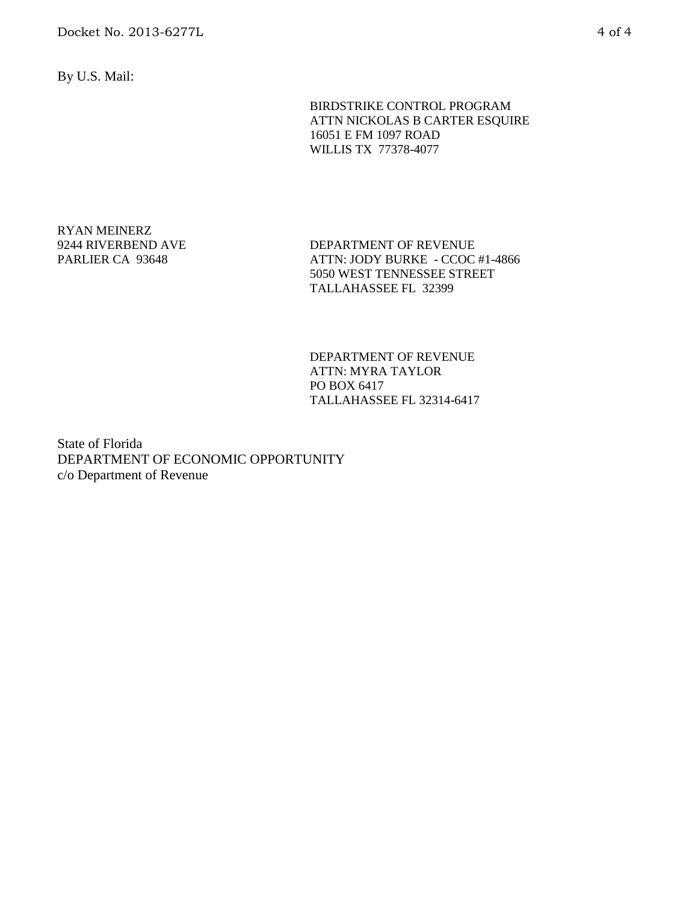By U.S. Mail:

BIRDSTRIKE CONTROL PROGRAM
ATTN NICKOLAS B CARTER ESQUIRE
16051 E FM 1097 ROAD
WILLIS TX 77378-4077

RYAN MEINERZ
9244 RIVERBEND AVE
PARLIER CA 93648

DEPARTMENT OF REVENUE
ATTN: JODY BURKE - CCOC #1-4866
5050 WEST TENNESSEE STREET
TALLAHASSEE FL 32399

DEPARTMENT OF REVENUE
ATTN: MYRA TAYLOR
PO BOX 6417
TALLAHASSEE FL 32314-6417

State of Florida
DEPARTMENT OF ECONOMIC OPPORTUNITY
c/o Department of Revenue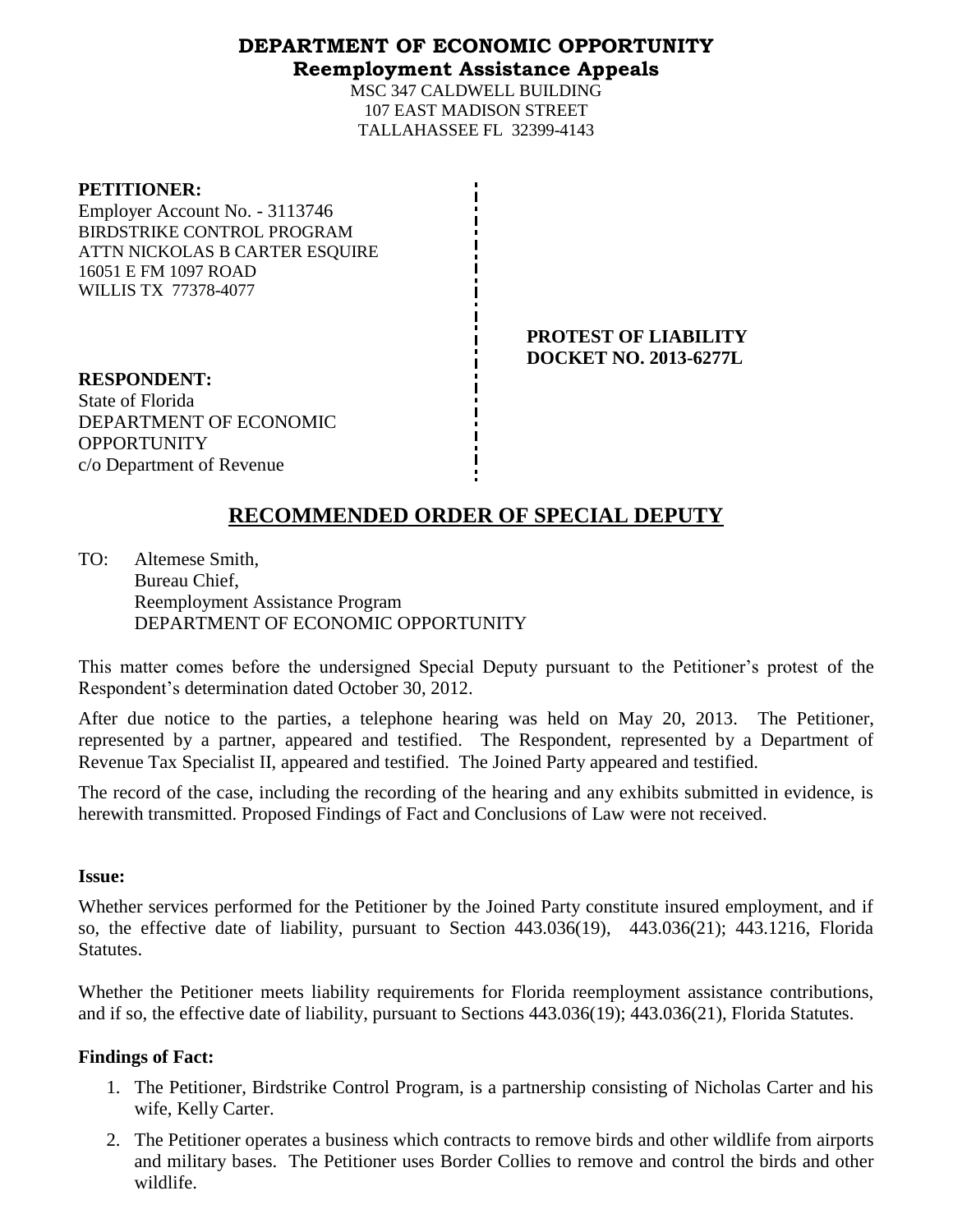# DEPARTMENT OF ECONOMIC OPPORTUNITY
## Reemployment Assistance Appeals

MSC 347 CALDWELL BUILDING
107 EAST MADISON STREET
TALLAHASSEE FL 32399-4143

**PETITIONER:**
Employer Account No. - 3113746
BIRDSTRIKE CONTROL PROGRAM
ATTN NICKOLAS B CARTER ESQUIRE
16051 E FM 1097 ROAD
WILLIS TX 77378-4077

**PROTEST OF LIABILITY**
**DOCKET NO. 2013-6277L**

**RESPONDENT:**
State of Florida
DEPARTMENT OF ECONOMIC OPPORTUNITY
c/o Department of Revenue

# RECOMMENDED ORDER OF SPECIAL DEPUTY

TO: Altemese Smith,
Bureau Chief,
Reemployment Assistance Program
DEPARTMENT OF ECONOMIC OPPORTUNITY

This matter comes before the undersigned Special Deputy pursuant to the Petitioner's protest of the Respondent's determination dated October 30, 2012.

After due notice to the parties, a telephone hearing was held on May 20, 2013. The Petitioner, represented by a partner, appeared and testified. The Respondent, represented by a Department of Revenue Tax Specialist II, appeared and testified. The Joined Party appeared and testified.

The record of the case, including the recording of the hearing and any exhibits submitted in evidence, is herewith transmitted. Proposed Findings of Fact and Conclusions of Law were not received.

**Issue:**

Whether services performed for the Petitioner by the Joined Party constitute insured employment, and if so, the effective date of liability, pursuant to Section 443.036(19), 443.036(21); 443.1216, Florida Statutes.

Whether the Petitioner meets liability requirements for Florida reemployment assistance contributions, and if so, the effective date of liability, pursuant to Sections 443.036(19); 443.036(21), Florida Statutes.

**Findings of Fact:**

1. The Petitioner, Birdstrike Control Program, is a partnership consisting of Nicholas Carter and his wife, Kelly Carter.
2. The Petitioner operates a business which contracts to remove birds and other wildlife from airports and military bases. The Petitioner uses Border Collies to remove and control the birds and other wildlife.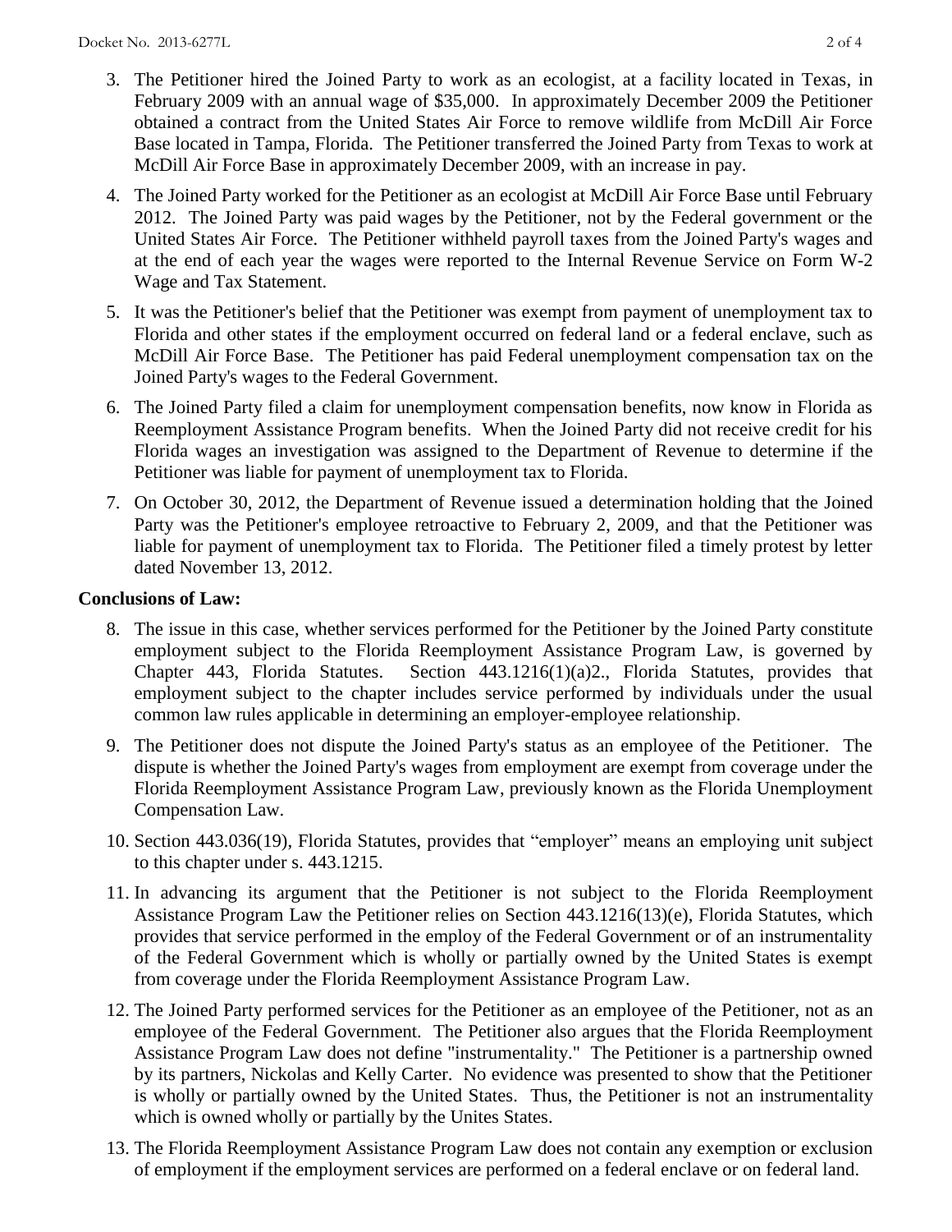3. The Petitioner hired the Joined Party to work as an ecologist, at a facility located in Texas, in February 2009 with an annual wage of $35,000. In approximately December 2009 the Petitioner obtained a contract from the United States Air Force to remove wildlife from McDill Air Force Base located in Tampa, Florida. The Petitioner transferred the Joined Party from Texas to work at McDill Air Force Base in approximately December 2009, with an increase in pay.

4. The Joined Party worked for the Petitioner as an ecologist at McDill Air Force Base until February 2012. The Joined Party was paid wages by the Petitioner, not by the Federal government or the United States Air Force. The Petitioner withheld payroll taxes from the Joined Party's wages and at the end of each year the wages were reported to the Internal Revenue Service on Form W-2 Wage and Tax Statement.

5. It was the Petitioner's belief that the Petitioner was exempt from payment of unemployment tax to Florida and other states if the employment occurred on federal land or a federal enclave, such as McDill Air Force Base. The Petitioner has paid Federal unemployment compensation tax on the Joined Party's wages to the Federal Government.

6. The Joined Party filed a claim for unemployment compensation benefits, now know in Florida as Reemployment Assistance Program benefits. When the Joined Party did not receive credit for his Florida wages an investigation was assigned to the Department of Revenue to determine if the Petitioner was liable for payment of unemployment tax to Florida.

7. On October 30, 2012, the Department of Revenue issued a determination holding that the Joined Party was the Petitioner's employee retroactive to February 2, 2009, and that the Petitioner was liable for payment of unemployment tax to Florida. The Petitioner filed a timely protest by letter dated November 13, 2012.

**Conclusions of Law:**

8. The issue in this case, whether services performed for the Petitioner by the Joined Party constitute employment subject to the Florida Reemployment Assistance Program Law, is governed by Chapter 443, Florida Statutes. Section 443.1216(1)(a)2., Florida Statutes, provides that employment subject to the chapter includes service performed by individuals under the usual common law rules applicable in determining an employer-employee relationship.

9. The Petitioner does not dispute the Joined Party's status as an employee of the Petitioner. The dispute is whether the Joined Party's wages from employment are exempt from coverage under the Florida Reemployment Assistance Program Law, previously known as the Florida Unemployment Compensation Law.

10. Section 443.036(19), Florida Statutes, provides that "employer" means an employing unit subject to this chapter under s. 443.1215.

11. In advancing its argument that the Petitioner is not subject to the Florida Reemployment Assistance Program Law the Petitioner relies on Section 443.1216(13)(e), Florida Statutes, which provides that service performed in the employ of the Federal Government or of an instrumentality of the Federal Government which is wholly or partially owned by the United States is exempt from coverage under the Florida Reemployment Assistance Program Law.

12. The Joined Party performed services for the Petitioner as an employee of the Petitioner, not as an employee of the Federal Government. The Petitioner also argues that the Florida Reemployment Assistance Program Law does not define "instrumentality." The Petitioner is a partnership owned by its partners, Nickolas and Kelly Carter. No evidence was presented to show that the Petitioner is wholly or partially owned by the United States. Thus, the Petitioner is not an instrumentality which is owned wholly or partially by the Unites States.

13. The Florida Reemployment Assistance Program Law does not contain any exemption or exclusion of employment if the employment services are performed on a federal enclave or on federal land.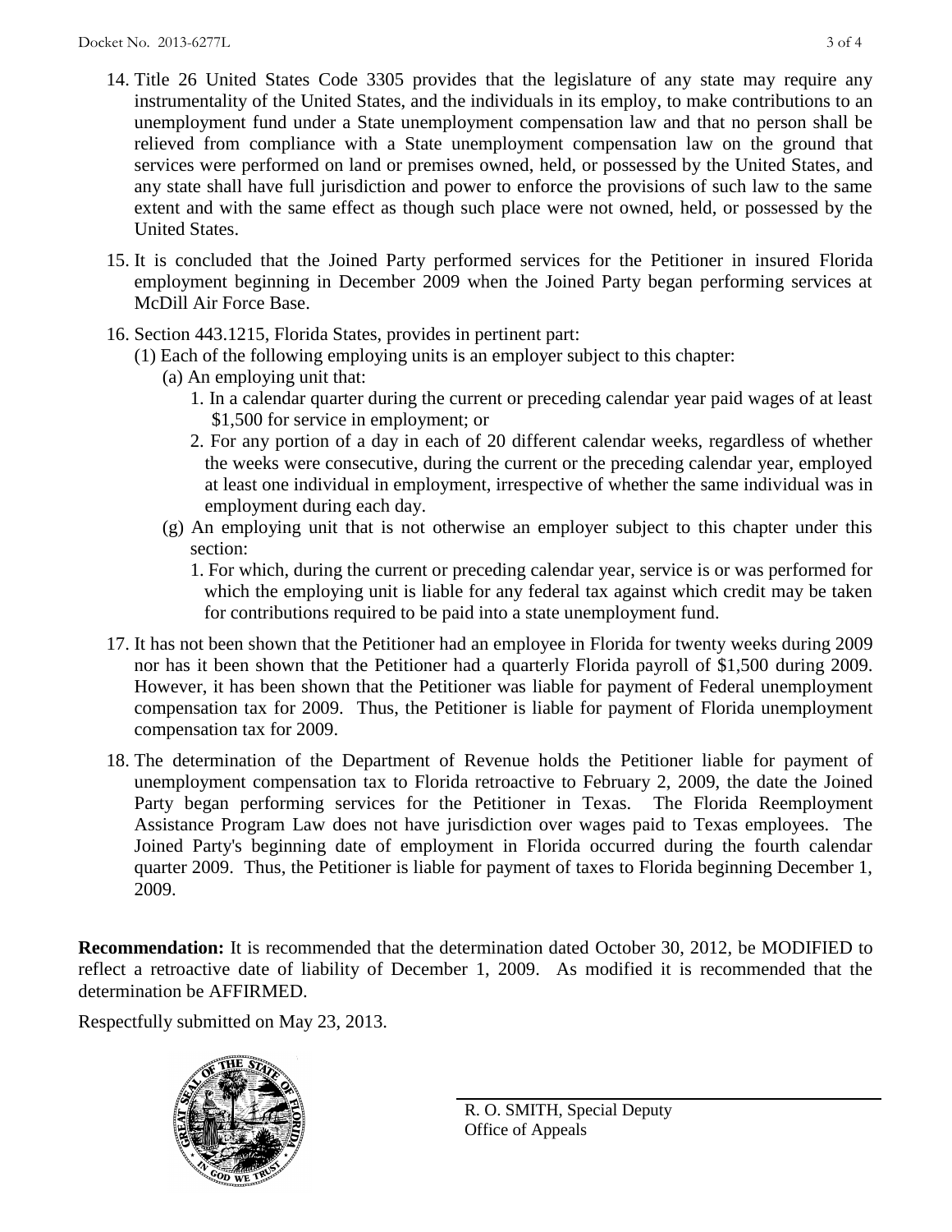14. Title 26 United States Code 3305 provides that the legislature of any state may require any instrumentality of the United States, and the individuals in its employ, to make contributions to an unemployment fund under a State unemployment compensation law and that no person shall be relieved from compliance with a State unemployment compensation law on the ground that services were performed on land or premises owned, held, or possessed by the United States, and any state shall have full jurisdiction and power to enforce the provisions of such law to the same extent and with the same effect as though such place were not owned, held, or possessed by the United States.

15. It is concluded that the Joined Party performed services for the Petitioner in insured Florida employment beginning in December 2009 when the Joined Party began performing services at McDill Air Force Base.

16. Section 443.1215, Florida States, provides in pertinent part:
    (1) Each of the following employing units is an employer subject to this chapter:
      (a) An employing unit that:
        1. In a calendar quarter during the current or preceding calendar year paid wages of at least $1,500 for service in employment; or
        2. For any portion of a day in each of 20 different calendar weeks, regardless of whether the weeks were consecutive, during the current or the preceding calendar year, employed at least one individual in employment, irrespective of whether the same individual was in employment during each day.
      (g) An employing unit that is not otherwise an employer subject to this chapter under this section:
        1. For which, during the current or preceding calendar year, service is or was performed for which the employing unit is liable for any federal tax against which credit may be taken for contributions required to be paid into a state unemployment fund.

17. It has not been shown that the Petitioner had an employee in Florida for twenty weeks during 2009 nor has it been shown that the Petitioner had a quarterly Florida payroll of $1,500 during 2009. However, it has been shown that the Petitioner was liable for payment of Federal unemployment compensation tax for 2009. Thus, the Petitioner is liable for payment of Florida unemployment compensation tax for 2009.

18. The determination of the Department of Revenue holds the Petitioner liable for payment of unemployment compensation tax to Florida retroactive to February 2, 2009, the date the Joined Party began performing services for the Petitioner in Texas. The Florida Reemployment Assistance Program Law does not have jurisdiction over wages paid to Texas employees. The Joined Party's beginning date of employment in Florida occurred during the fourth calendar quarter 2009. Thus, the Petitioner is liable for payment of taxes to Florida beginning December 1, 2009.

**Recommendation:** It is recommended that the determination dated October 30, 2012, be MODIFIED to reflect a retroactive date of liability of December 1, 2009. As modified it is recommended that the determination be AFFIRMED.

Respectfully submitted on May 23, 2013.

R. O. SMITH, Special Deputy
Office of Appeals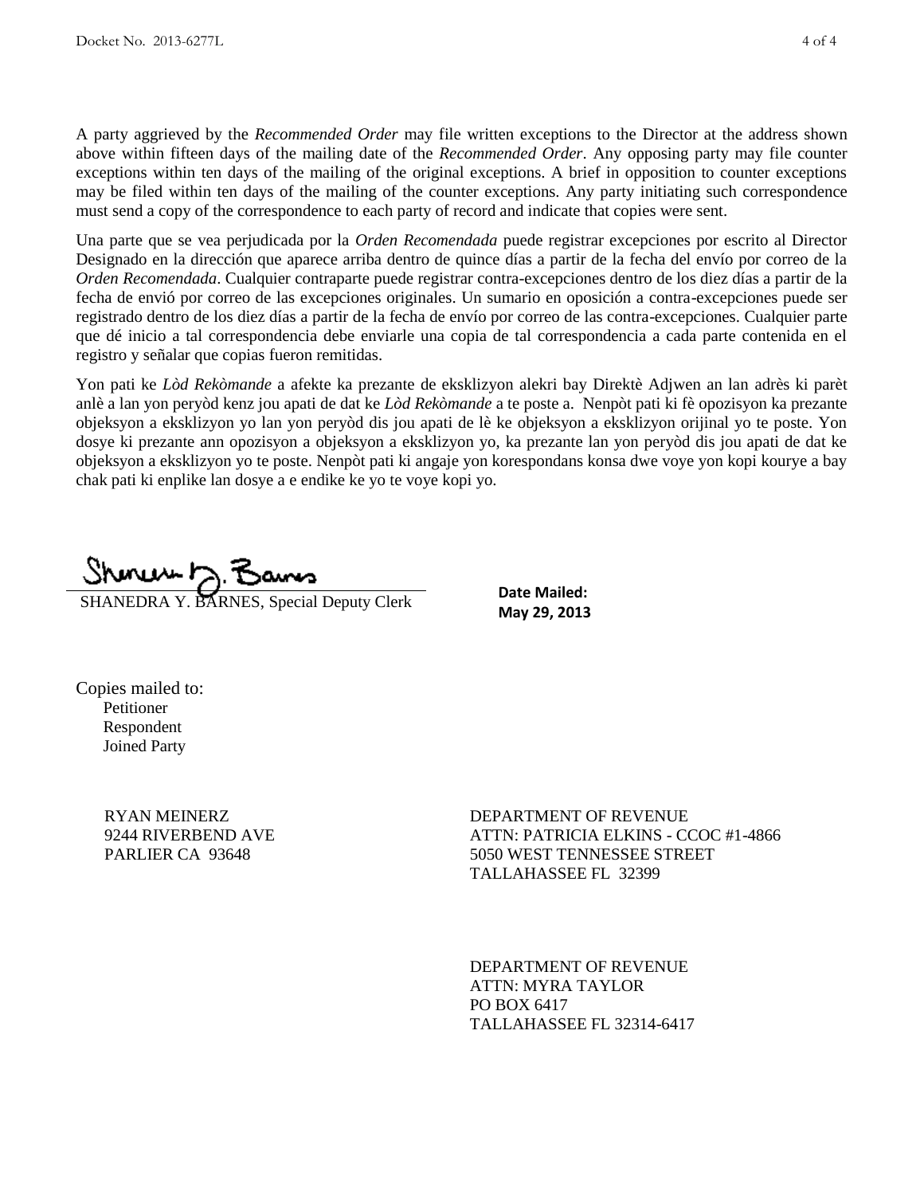A party aggrieved by the *Recommended Order* may file written exceptions to the Director at the address shown above within fifteen days of the mailing date of the *Recommended Order*. Any opposing party may file counter exceptions within ten days of the mailing of the original exceptions. A brief in opposition to counter exceptions may be filed within ten days of the mailing of the counter exceptions. Any party initiating such correspondence must send a copy of the correspondence to each party of record and indicate that copies were sent.

Una parte que se vea perjudicada por la *Orden Recomendada* puede registrar excepciones por escrito al Director Designado en la dirección que aparece arriba dentro de quince días a partir de la fecha del envío por correo de la *Orden Recomendada*. Cualquier contraparte puede registrar contra-excepciones dentro de los diez días a partir de la fecha de envió por correo de las excepciones originales. Un sumario en oposición a contra-excepciones puede ser registrado dentro de los diez días a partir de la fecha de envío por correo de las contra-excepciones. Cualquier parte que dé inicio a tal correspondencia debe enviarle una copia de tal correspondencia a cada parte contenida en el registro y señalar que copias fueron remitidas.

Yon pati ke *Lòd Rekòmande* a afekte ka prezante de eksklizyon alekri bay Direktè Adjwen an lan adrès ki parèt anlè a lan yon peryòd kenz jou apati de dat ke *Lòd Rekòmande* a te poste a. Nenpòt pati ki fè opozisyon ka prezante objeksyon a eksklizyon yo lan yon peryòd dis jou apati de lè ke objeksyon a eksklizyon orijinal yo te poste. Yon dosye ki prezante ann opozisyon a objeksyon a eksklizyon yo, ka prezante lan yon peryòd dis jou apati de dat ke objeksyon a eksklizyon yo te poste. Nenpòt pati ki angaje yon korespondans konsa dwe voye yon kopi kourye a bay chak pati ki enplike lan dosye a e endike ke yo te voye kopi yo.

SHANEDRA Y. BARNES, Special Deputy Clerk

**Date Mailed:**
**May 29, 2013**

Copies mailed to:
Petitioner
Respondent
Joined Party

RYAN MEINERZ
9244 RIVERBEND AVE
PARLIER CA 93648

DEPARTMENT OF REVENUE
ATTN: PATRICIA ELKINS - CCOC #1-4866
5050 WEST TENNESSEE STREET
TALLAHASSEE FL 32399

DEPARTMENT OF REVENUE
ATTN: MYRA TAYLOR
PO BOX 6417
TALLAHASSEE FL 32314-6417